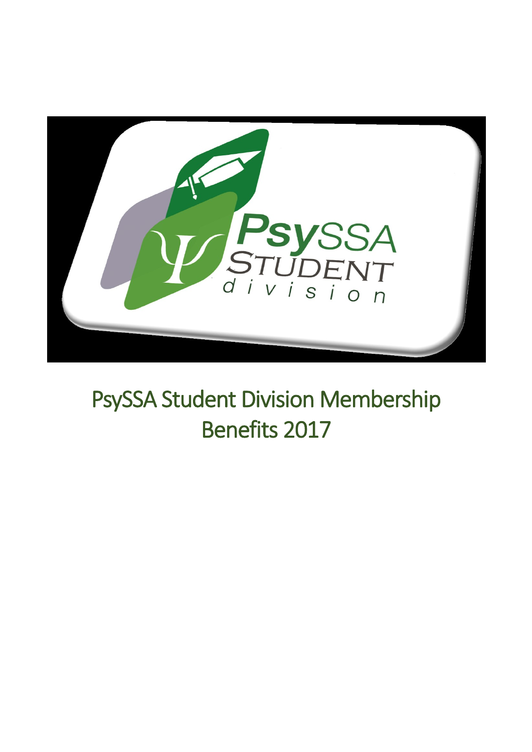# PsySSA Student Division Membership Benefits 2017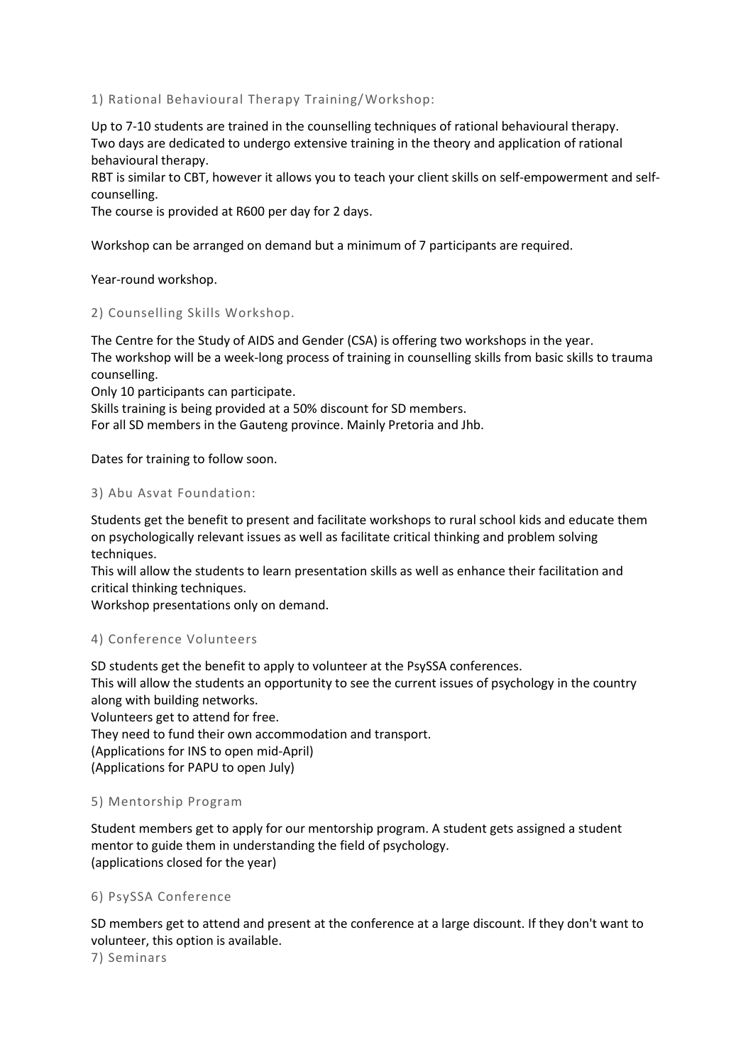## 1) Rational Behavioural Therapy Training/Workshop:

Up to 7-10 students are trained in the counselling techniques of rational behavioural therapy.
Two days are dedicated to undergo extensive training in the theory and application of rational behavioural therapy.
RBT is similar to CBT, however it allows you to teach your client skills on self-empowerment and self-counselling.
The course is provided at R600 per day for 2 days.

Workshop can be arranged on demand but a minimum of 7 participants are required.

Year-round workshop.

## 2) Counselling Skills Workshop.

The Centre for the Study of AIDS and Gender (CSA) is offering two workshops in the year.
The workshop will be a week-long process of training in counselling skills from basic skills to trauma counselling.
Only 10 participants can participate.
Skills training is being provided at a 50% discount for SD members.
For all SD members in the Gauteng province. Mainly Pretoria and Jhb.

Dates for training to follow soon.

## 3) Abu Asvat Foundation:

Students get the benefit to present and facilitate workshops to rural school kids and educate them on psychologically relevant issues as well as facilitate critical thinking and problem solving techniques.
This will allow the students to learn presentation skills as well as enhance their facilitation and critical thinking techniques.
Workshop presentations only on demand.

## 4) Conference Volunteers

SD students get the benefit to apply to volunteer at the PsySSA conferences.
This will allow the students an opportunity to see the current issues of psychology in the country along with building networks.
Volunteers get to attend for free.
They need to fund their own accommodation and transport.
(Applications for INS to open mid-April)
(Applications for PAPU to open July)

## 5) Mentorship Program

Student members get to apply for our mentorship program. A student gets assigned a student mentor to guide them in understanding the field of psychology.
(applications closed for the year)

## 6) PsySSA Conference

SD members get to attend and present at the conference at a large discount. If they don't want to volunteer, this option is available.

## 7) Seminars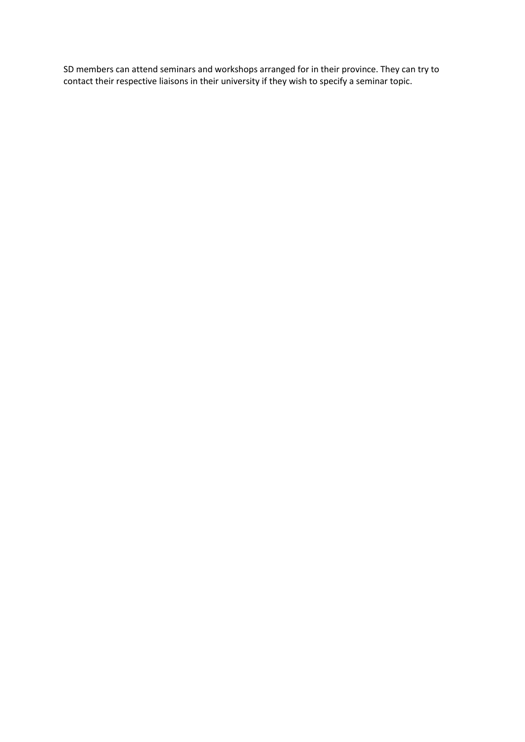SD members can attend seminars and workshops arranged for in their province. They can try to contact their respective liaisons in their university if they wish to specify a seminar topic.